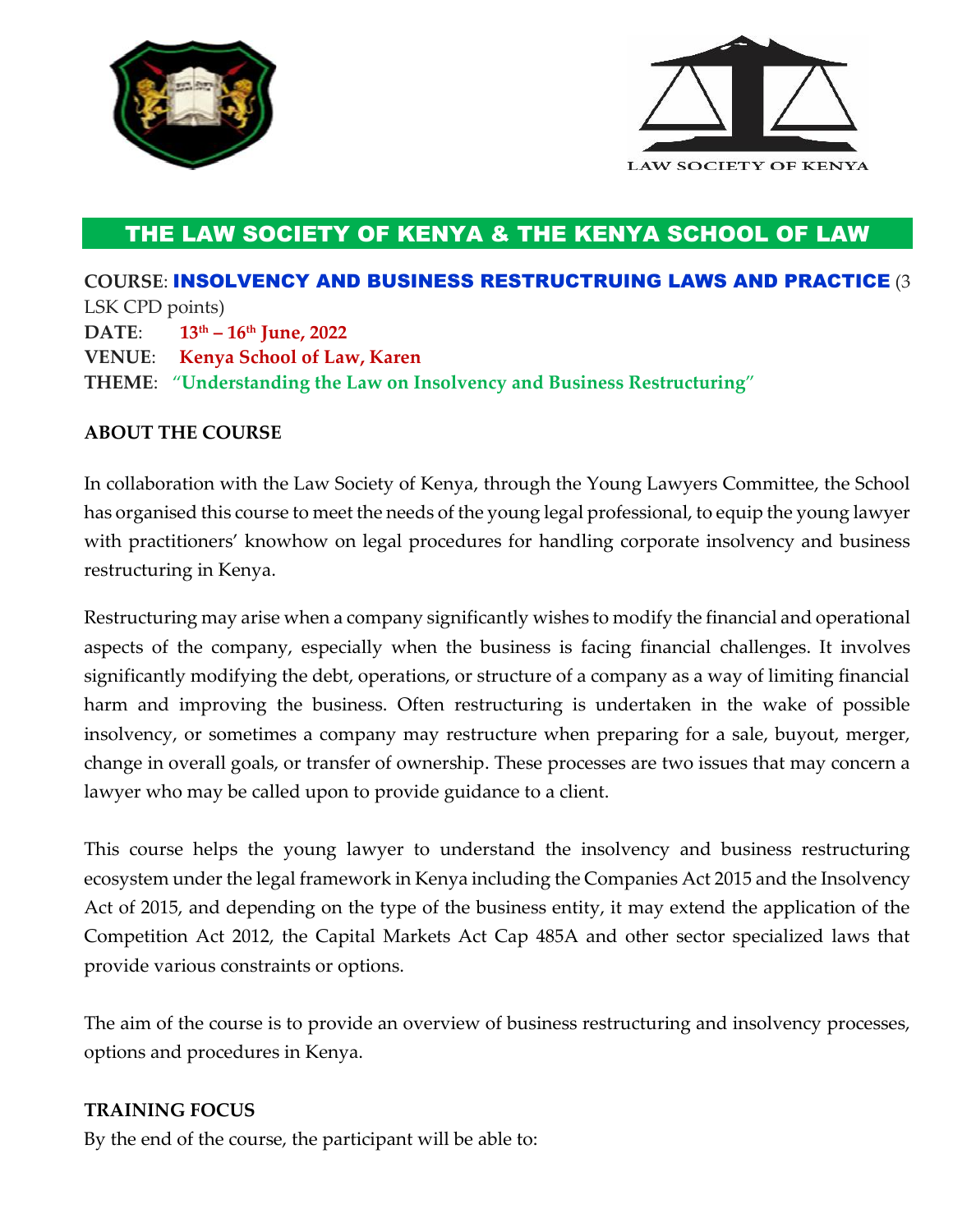LAW SOCIETY OF KENYA

# THE LAW SOCIETY OF KENYA & THE KENYA SCHOOL OF LAW

**COURSE**: **INSOLVENCY AND BUSINESS RESTRUCTRUING LAWS AND PRACTICE** (3 LSK CPD points)
**DATE**: **13th – 16th June, 2022**
**VENUE**: **Kenya School of Law, Karen**
**THEME**: **"Understanding the Law on Insolvency and Business Restructuring"**

## ABOUT THE COURSE

In collaboration with the Law Society of Kenya, through the Young Lawyers Committee, the School has organised this course to meet the needs of the young legal professional, to equip the young lawyer with practitioners' knowhow on legal procedures for handling corporate insolvency and business restructuring in Kenya.

Restructuring may arise when a company significantly wishes to modify the financial and operational aspects of the company, especially when the business is facing financial challenges. It involves significantly modifying the debt, operations, or structure of a company as a way of limiting financial harm and improving the business. Often restructuring is undertaken in the wake of possible insolvency, or sometimes a company may restructure when preparing for a sale, buyout, merger, change in overall goals, or transfer of ownership. These processes are two issues that may concern a lawyer who may be called upon to provide guidance to a client.

This course helps the young lawyer to understand the insolvency and business restructuring ecosystem under the legal framework in Kenya including the Companies Act 2015 and the Insolvency Act of 2015, and depending on the type of the business entity, it may extend the application of the Competition Act 2012, the Capital Markets Act Cap 485A and other sector specialized laws that provide various constraints or options.

The aim of the course is to provide an overview of business restructuring and insolvency processes, options and procedures in Kenya.

## TRAINING FOCUS

By the end of the course, the participant will be able to: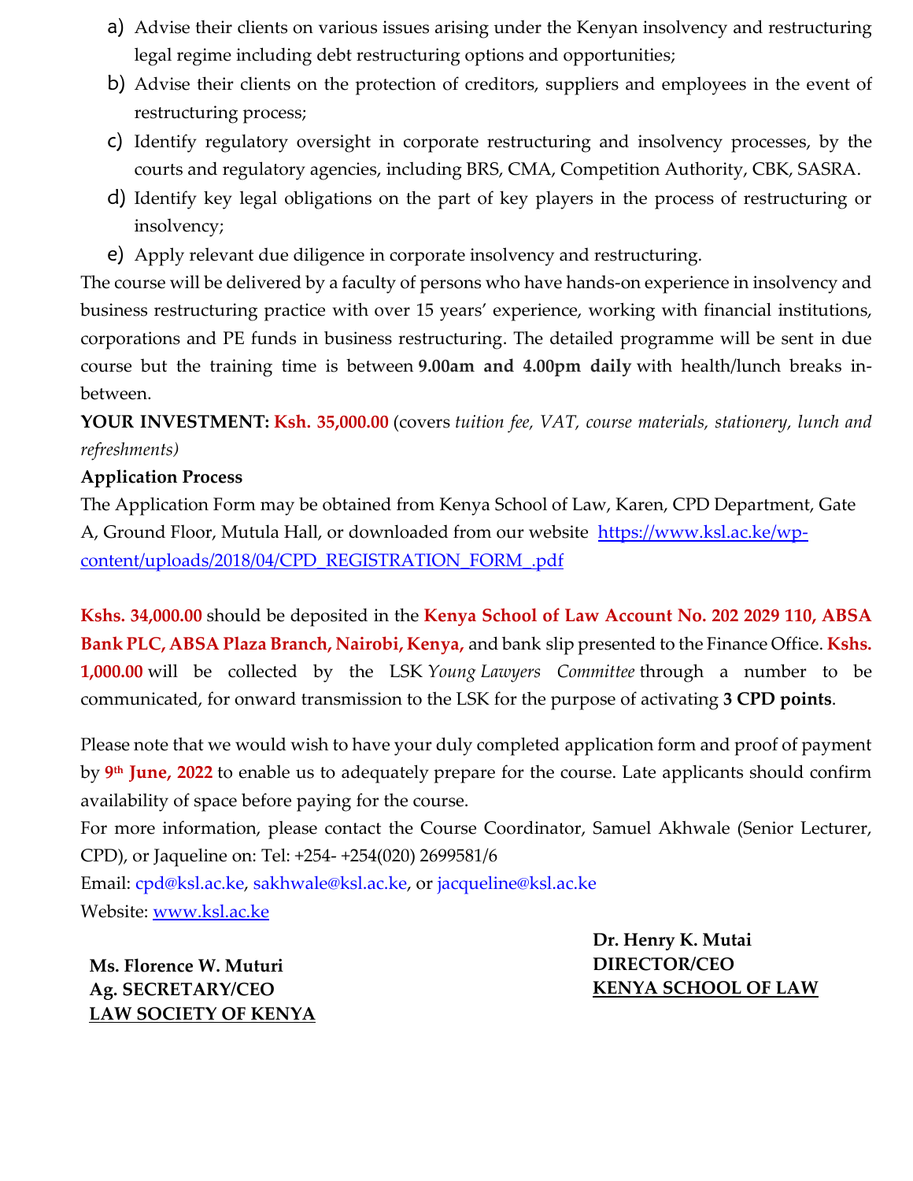a) Advise their clients on various issues arising under the Kenyan insolvency and restructuring legal regime including debt restructuring options and opportunities;
b) Advise their clients on the protection of creditors, suppliers and employees in the event of restructuring process;
c) Identify regulatory oversight in corporate restructuring and insolvency processes, by the courts and regulatory agencies, including BRS, CMA, Competition Authority, CBK, SASRA.
d) Identify key legal obligations on the part of key players in the process of restructuring or insolvency;
e) Apply relevant due diligence in corporate insolvency and restructuring.

The course will be delivered by a faculty of persons who have hands-on experience in insolvency and business restructuring practice with over 15 years' experience, working with financial institutions, corporations and PE funds in business restructuring. The detailed programme will be sent in due course but the training time is between **9.00am and 4.00pm daily** with health/lunch breaks in-between.

**YOUR INVESTMENT: Ksh. 35,000.00** (covers *tuition fee, VAT, course materials, stationery, lunch and refreshments)*

**Application Process**

The Application Form may be obtained from Kenya School of Law, Karen, CPD Department, Gate A, Ground Floor, Mutula Hall, or downloaded from our website https://www.ksl.ac.ke/wp-content/uploads/2018/04/CPD_REGISTRATION_FORM_.pdf

**Kshs. 34,000.00** should be deposited in the **Kenya School of Law Account No. 202 2029 110, ABSA Bank PLC, ABSA Plaza Branch, Nairobi, Kenya,** and bank slip presented to the Finance Office. **Kshs. 1,000.00** will be collected by the LSK *Young Lawyers Committee* through a number to be communicated, for onward transmission to the LSK for the purpose of activating **3 CPD points**.

Please note that we would wish to have your duly completed application form and proof of payment by **9th June, 2022** to enable us to adequately prepare for the course. Late applicants should confirm availability of space before paying for the course.

For more information, please contact the Course Coordinator, Samuel Akhwale (Senior Lecturer, CPD), or Jaqueline on: Tel: +254- +254(020) 2699581/6

Email: cpd@ksl.ac.ke, sakhwale@ksl.ac.ke, or jacqueline@ksl.ac.ke

Website: www.ksl.ac.ke

**Ms. Florence W. Muturi**
**Ag. SECRETARY/CEO**
**LAW SOCIETY OF KENYA**

**Dr. Henry K. Mutai**
**DIRECTOR/CEO**
**KENYA SCHOOL OF LAW**